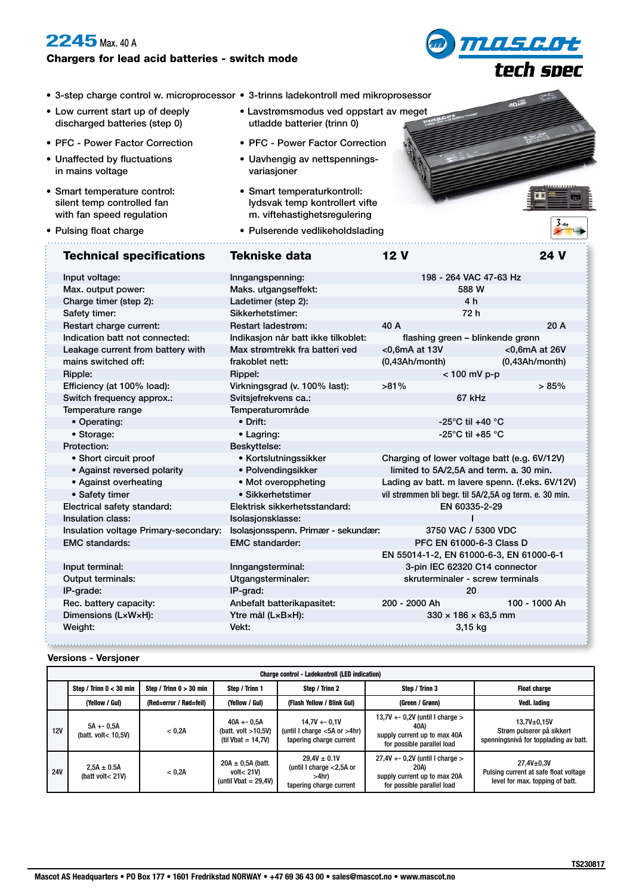# 2245 Max. 40 A

**Chargers for lead acid batteries - switch mode**

mascot tech spec

- 3-step charge control w. microprocessor
- Low current start up of deeply discharged batteries (step 0)
- PFC - Power Factor Correction
- Unaffected by fluctuations in mains voltage
- Smart temperature control: silent temp controlled fan with fan speed regulation
- Pulsing float charge

- 3-trinns ladekontroll med mikroprosessor
- Lavstrømsmodus ved oppstart av meget utladde batterier (trinn 0)
- PFC - Power Factor Correction
- Uavhengig av nettspennings-variasjoner
- Smart temperaturkontroll: lydsvak temp kontrollert vifte m. viftehastighetsregulering
- Pulserende vedlikeholdslading

| Technical specifications | Tekniske data | 12 V | 24 V |
|---|---|---|---|
| Input voltage: | Inngangspenning: | 198 - 264 VAC 47-63 Hz | |
| Max. output power: | Maks. utgangseffekt: | 588 W | |
| Charge timer (step 2): | Ladetimer (step 2): | 4 h | |
| Safety timer: | Sikkerhetstimer: | 72 h | |
| Restart charge current: | Restart ladestrøm: | 40 A | 20 A |
| Indication batt not connected: | Indikasjon når batt ikke tilkoblet: | flashing green – blinkende grønn | |
| Leakage current from battery with mains switched off: | Max strømtrekk fra batteri ved frakoblet nett: | <0,6mA at 13V (0,43Ah/month) | <0,6mA at 26V (0,43Ah/month) |
| Ripple: | Rippel: | < 100 mV p-p | |
| Efficiency (at 100% load): | Virkningsgrad (v. 100% last): | >81% | > 85% |
| Switch frequency approx.: | Svitsjefrekvens ca.: | 67 kHz | |
| Temperature range | Temperaturområde | | |
| • Operating: | • Drift: | -25°C til +40 °C | |
| • Storage: | • Lagring: | -25°C til +85 °C | |
| Protection: | Beskyttelse: | | |
| • Short circuit proof | • Kortslutningssikker | Charging of lower voltage batt (e.g. 6V/12V) | |
| • Against reversed polarity | • Polvendingsikker | limited to 5A/2,5A and term. a. 30 min. | |
| • Against overheating | • Mot overoppheting | Lading av batt. m lavere spenn. (f.eks. 6V/12V) | |
| • Safety timer | • Sikkerhetstimer | vil strømmen bli begr. til 5A/2,5A og term. e. 30 min. | |
| Electrical safety standard: | Elektrisk sikkerhetsstandard: | EN 60335-2-29 | |
| Insulation class: | Isolasjonsklasse: | I | |
| Insulation voltage Primary-secondary: | Isolasjonsspenn. Primær - sekundær: | 3750 VAC / 5300 VDC | |
| EMC standards: | EMC standarder: | PFC EN 61000-6-3 Class D<br>EN 55014-1-2, EN 61000-6-3, EN 61000-6-1 | |
| Input terminal: | Inngangsterminal: | 3-pin IEC 62320 C14 connector | |
| Output terminals: | Utgangsterminaler: | skruterminaler - screw terminals | |
| IP-grade: | IP-grad: | 20 | |
| Rec. battery capacity: | Anbefalt batterikapasitet: | 200 - 2000 Ah | 100 - 1000 Ah |
| Dimensions (LxWxH): | Ytre mål (LxBxH): | 330 × 186 × 63,5 mm | |
| Weight: | Vekt: | 3,15 kg | |

## Versions - Versjoner

| | Charge control - Ladekontroll (LED indication) | | | | | |
|---|---|---|---|---|---|---|
| | Step / Trinn 0 < 30 min | Step / Trinn 0 > 30 min | Step / Trinn 1 | Step / Trinn 2 | Step / Trinn 3 | Float charge |
| | (Yellow / Gul) | (Red=error / Rød=feil) | (Yellow / Gul) | (Flash Yellow / Blink Gul) | (Green / Grønn) | Vedl. lading |
| 12V | 5A +- 0,5A (batt. volt< 10,5V) | < 0,2A | 40A +- 0,5A (batt. volt >10,5V) (til Vbat = 14,7V) | 14,7V +- 0,1V (until I charge <5A or >4hr) tapering charge current | 13,7V +- 0,2V (until I charge > 40A) supply current up to max 40A for possible parallel load | 13,7V±0,15V Strøm pulserer på sikkert spenningsnivå for topplading av batt. |
| 24V | 2,5A ± 0.5A (batt volt< 21V) | < 0,2A | 20A ± 0,5A (batt. volt< 21V) (until Vbat = 29,4V) | 29,4V ± 0.1V (until I charge <2,5A or >4hr) tapering charge current | 27,4V +- 0,2V (until I charge > 20A) supply current up to max 20A for possible parallel load | 27,4V±0,3V Pulsing current at safe float voltage level for max. topping of batt. |

TS230817

Mascot AS Headquarters • PO Box 177 • 1601 Fredrikstad NORWAY • +47 69 36 43 00 • sales@mascot.no • www.mascot.no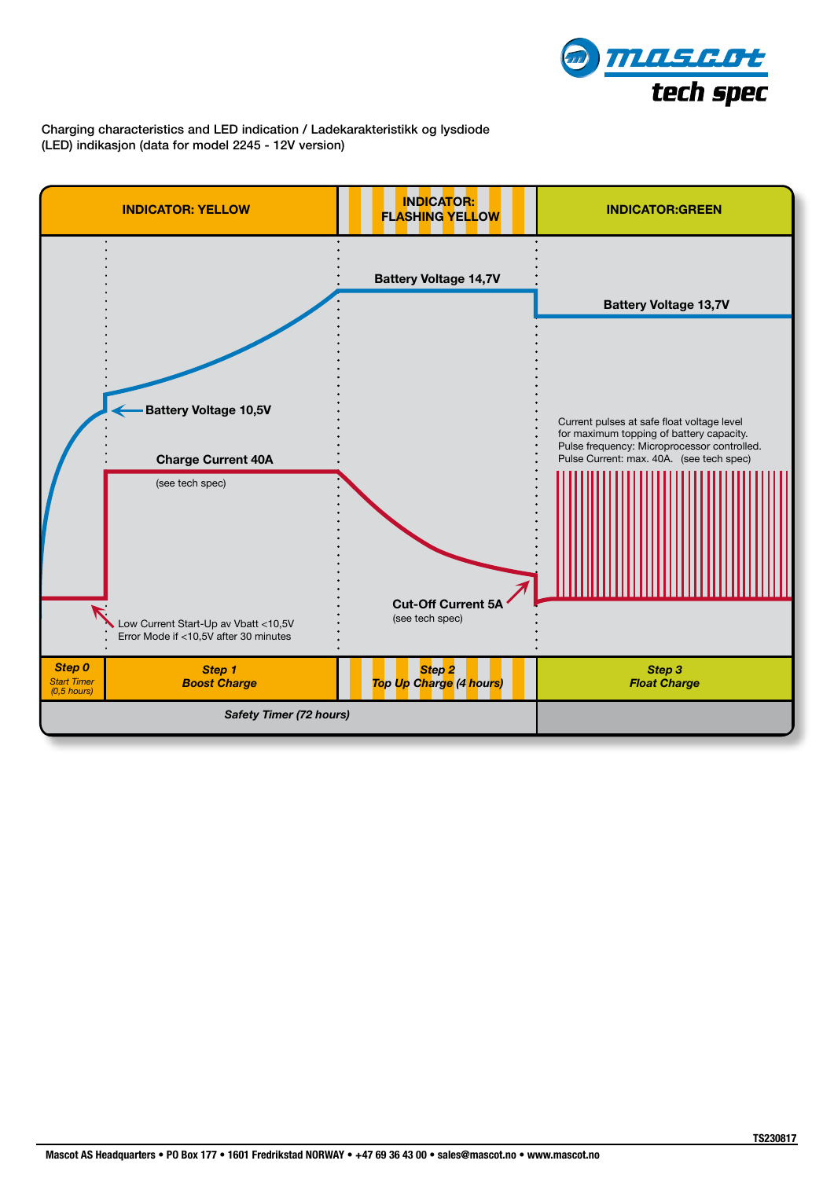mascot tech spec

Charging characteristics and LED indication / Ladekarakteristikk og lysdiode (LED) indikasjon (data for model 2245 - 12V version)

INDICATOR: YELLOW

INDICATOR: FLASHING YELLOW

INDICATOR:GREEN

Battery Voltage 14,7V

Battery Voltage 13,7V

Battery Voltage 10,5V

Charge Current 40A

(see tech spec)

Current pulses at safe float voltage level for maximum topping of battery capacity. Pulse frequency: Microprocessor controlled. Pulse Current: max. 40A. (see tech spec)

Cut-Off Current 5A

(see tech spec)

Low Current Start-Up av Vbatt <10,5V

Error Mode if <10,5V after 30 minutes

*Step 0*
*Start Timer (0,5 hours)*

*Step 1*
*Boost Charge*

*Step 2*
*Top Up Charge (4 hours)*

*Step 3*
*Float Charge*

*Safety Timer (72 hours)*

TS230817

Mascot AS Headquarters • PO Box 177 • 1601 Fredrikstad NORWAY • +47 69 36 43 00 • sales@mascot.no • www.mascot.no